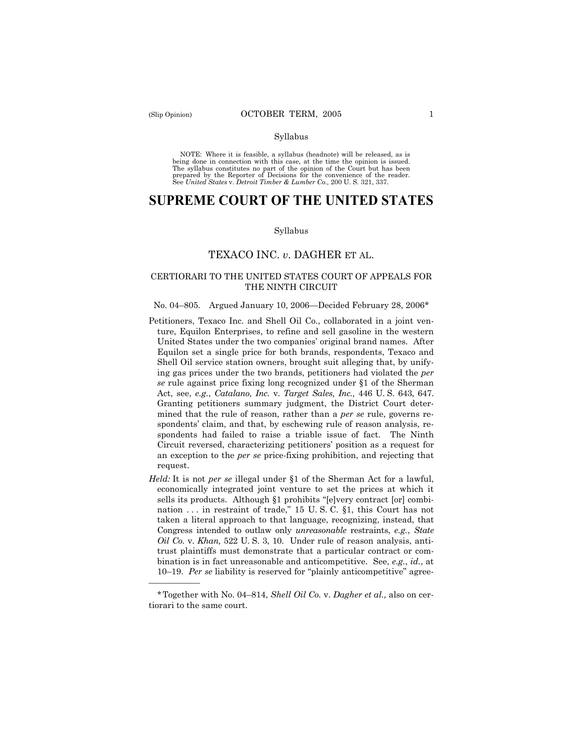Syllabus

NOTE: Where it is feasible, a syllabus (headnote) will be released, as is being done in connection with this case, at the time the opinion is issued. The syllabus constitutes no part of the opinion of the Court but has been prepared by the Reporter of Decisions for the convenience of the reader. See *United States* v. *Detroit Timber & Lumber Co.,* 200 U. S. 321, 337.

# SUPREME COURT OF THE UNITED STATES

Syllabus

## TEXACO INC. *v.* DAGHER ET AL.

### CERTIORARI TO THE UNITED STATES COURT OF APPEALS FOR THE NINTH CIRCUIT

No. 04–805. Argued January 10, 2006—Decided February 28, 2006*

Petitioners, Texaco Inc. and Shell Oil Co., collaborated in a joint venture, Equilon Enterprises, to refine and sell gasoline in the western United States under the two companies' original brand names. After Equilon set a single price for both brands, respondents, Texaco and Shell Oil service station owners, brought suit alleging that, by unifying gas prices under the two brands, petitioners had violated the *per se* rule against price fixing long recognized under §1 of the Sherman Act, see, *e.g.*, *Catalano, Inc.* v. *Target Sales, Inc.,* 446 U. S. 643, 647. Granting petitioners summary judgment, the District Court determined that the rule of reason, rather than a *per se* rule, governs respondents' claim, and that, by eschewing rule of reason analysis, respondents had failed to raise a triable issue of fact. The Ninth Circuit reversed, characterizing petitioners' position as a request for an exception to the *per se* price-fixing prohibition, and rejecting that request.

*Held:* It is not *per se* illegal under §1 of the Sherman Act for a lawful, economically integrated joint venture to set the prices at which it sells its products. Although §1 prohibits "[e]very contract [or] combination . . . in restraint of trade," 15 U. S. C. §1, this Court has not taken a literal approach to that language, recognizing, instead, that Congress intended to outlaw only *unreasonable* restraints, *e.g.*, *State Oil Co.* v. *Khan,* 522 U. S. 3, 10. Under rule of reason analysis, antitrust plaintiffs must demonstrate that a particular contract or combination is in fact unreasonable and anticompetitive. See, *e.g.*, *id.*, at 10–19. *Per se* liability is reserved for "plainly anticompetitive" agree-

---

*Together with No. 04–814, *Shell Oil Co.* v. *Dagher et al.,* also on certiorari to the same court.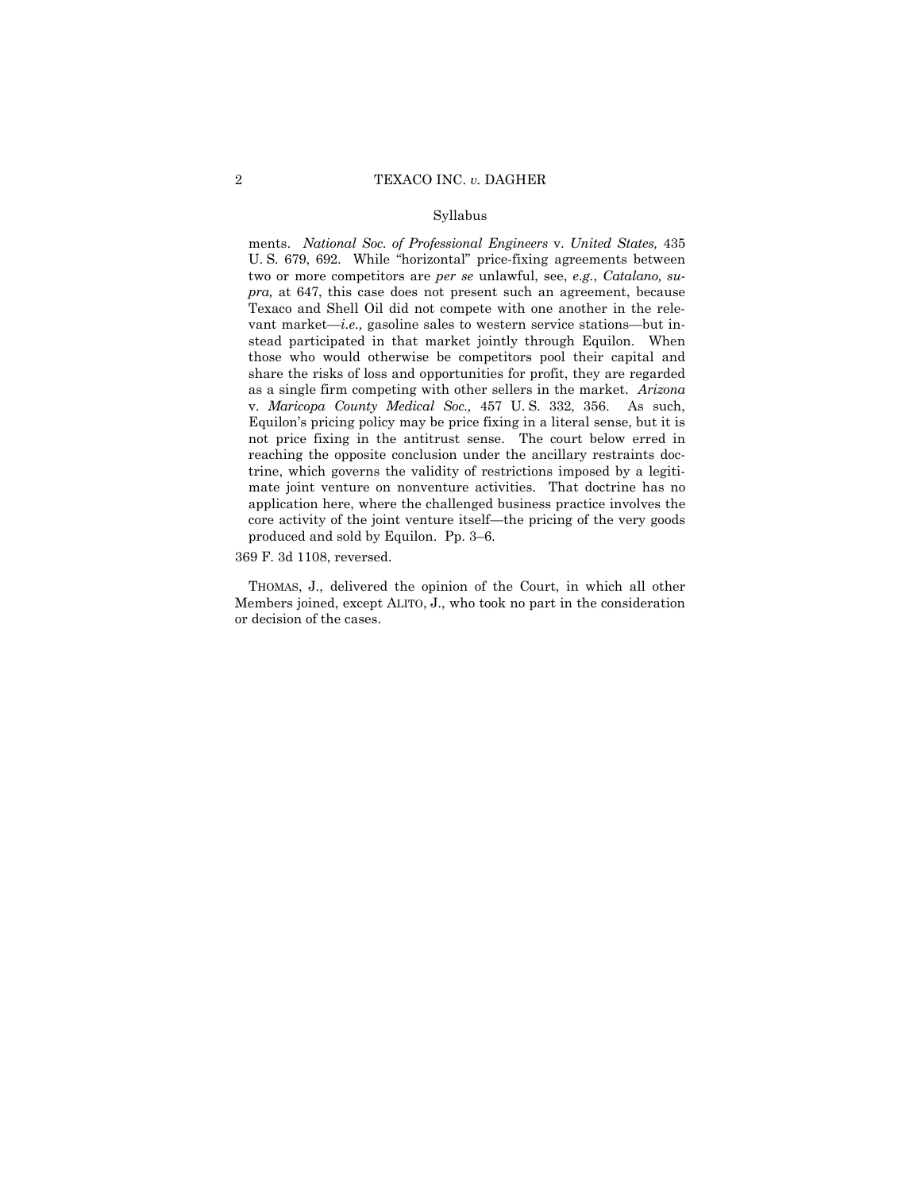Syllabus

ments. *National Soc. of Professional Engineers* v. *United States,* 435 U. S. 679, 692. While "horizontal" price-fixing agreements between two or more competitors are *per se* unlawful, see, *e.g.*, *Catalano, supra,* at 647, this case does not present such an agreement, because Texaco and Shell Oil did not compete with one another in the relevant market—*i.e.,* gasoline sales to western service stations—but instead participated in that market jointly through Equilon. When those who would otherwise be competitors pool their capital and share the risks of loss and opportunities for profit, they are regarded as a single firm competing with other sellers in the market. *Arizona* v. *Maricopa County Medical Soc.,* 457 U. S. 332, 356. As such, Equilon's pricing policy may be price fixing in a literal sense, but it is not price fixing in the antitrust sense. The court below erred in reaching the opposite conclusion under the ancillary restraints doctrine, which governs the validity of restrictions imposed by a legitimate joint venture on nonventure activities. That doctrine has no application here, where the challenged business practice involves the core activity of the joint venture itself—the pricing of the very goods produced and sold by Equilon. Pp. 3–6.

369 F. 3d 1108, reversed.

THOMAS, J., delivered the opinion of the Court, in which all other Members joined, except ALITO, J., who took no part in the consideration or decision of the cases.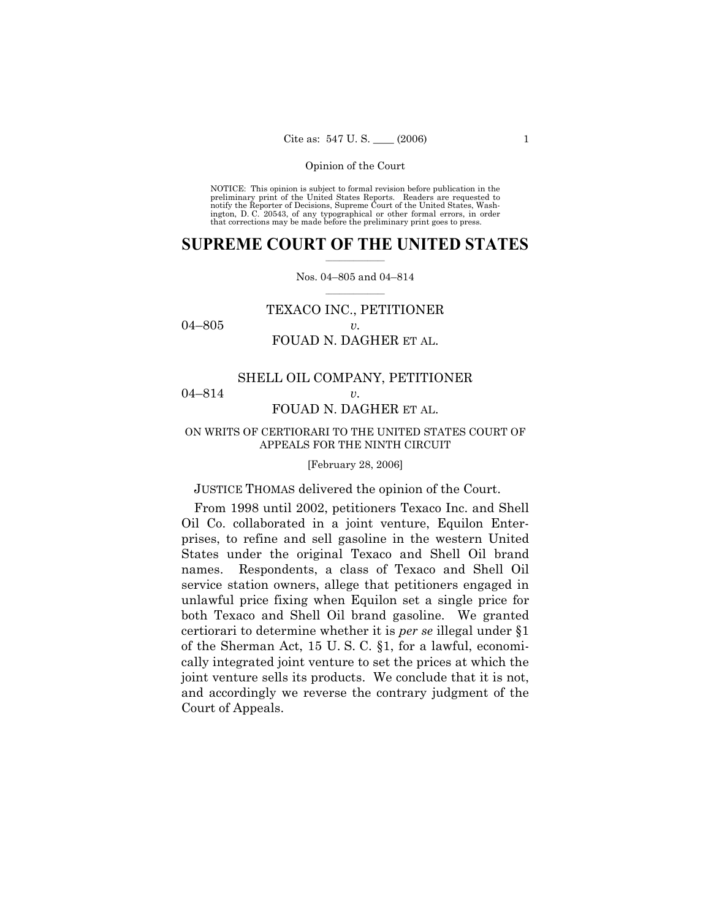NOTICE: This opinion is subject to formal revision before publication in the preliminary print of the United States Reports. Readers are requested to notify the Reporter of Decisions, Supreme Court of the United States, Washington, D. C. 20543, of any typographical or other formal errors, in order that corrections may be made before the preliminary print goes to press.

# SUPREME COURT OF THE UNITED STATES

Nos. 04–805 and 04–814

TEXACO INC., PETITIONER

04–805 *v.*

FOUAD N. DAGHER ET AL.

SHELL OIL COMPANY, PETITIONER

04–814 *v.*

FOUAD N. DAGHER ET AL.

ON WRITS OF CERTIORARI TO THE UNITED STATES COURT OF APPEALS FOR THE NINTH CIRCUIT

[February 28, 2006]

JUSTICE THOMAS delivered the opinion of the Court.

From 1998 until 2002, petitioners Texaco Inc. and Shell Oil Co. collaborated in a joint venture, Equilon Enterprises, to refine and sell gasoline in the western United States under the original Texaco and Shell Oil brand names. Respondents, a class of Texaco and Shell Oil service station owners, allege that petitioners engaged in unlawful price fixing when Equilon set a single price for both Texaco and Shell Oil brand gasoline. We granted certiorari to determine whether it is *per se* illegal under §1 of the Sherman Act, 15 U. S. C. §1, for a lawful, economically integrated joint venture to set the prices at which the joint venture sells its products. We conclude that it is not, and accordingly we reverse the contrary judgment of the Court of Appeals.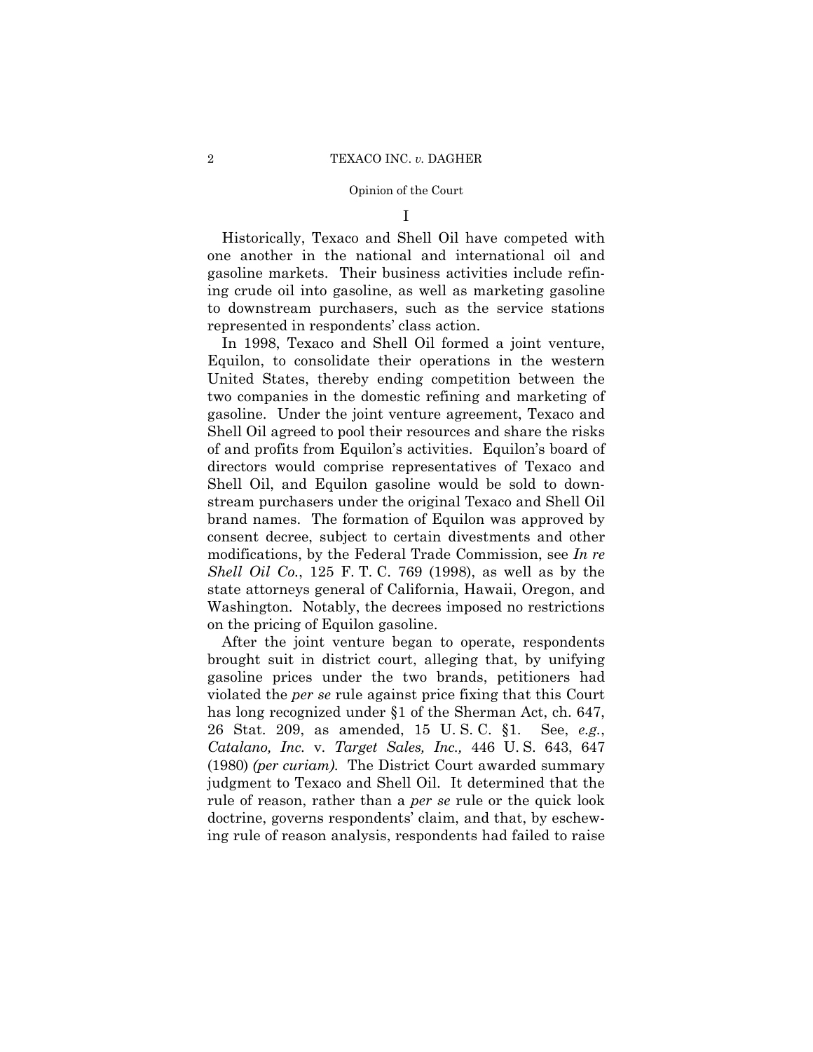# I

Historically, Texaco and Shell Oil have competed with one another in the national and international oil and gasoline markets. Their business activities include refining crude oil into gasoline, as well as marketing gasoline to downstream purchasers, such as the service stations represented in respondents' class action.

In 1998, Texaco and Shell Oil formed a joint venture, Equilon, to consolidate their operations in the western United States, thereby ending competition between the two companies in the domestic refining and marketing of gasoline. Under the joint venture agreement, Texaco and Shell Oil agreed to pool their resources and share the risks of and profits from Equilon's activities. Equilon's board of directors would comprise representatives of Texaco and Shell Oil, and Equilon gasoline would be sold to downstream purchasers under the original Texaco and Shell Oil brand names. The formation of Equilon was approved by consent decree, subject to certain divestments and other modifications, by the Federal Trade Commission, see *In re Shell Oil Co.*, 125 F. T. C. 769 (1998), as well as by the state attorneys general of California, Hawaii, Oregon, and Washington. Notably, the decrees imposed no restrictions on the pricing of Equilon gasoline.

After the joint venture began to operate, respondents brought suit in district court, alleging that, by unifying gasoline prices under the two brands, petitioners had violated the *per se* rule against price fixing that this Court has long recognized under §1 of the Sherman Act, ch. 647, 26 Stat. 209, as amended, 15 U. S. C. §1. See, *e.g.*, *Catalano, Inc.* v. *Target Sales, Inc.,* 446 U. S. 643, 647 (1980) *(per curiam).* The District Court awarded summary judgment to Texaco and Shell Oil. It determined that the rule of reason, rather than a *per se* rule or the quick look doctrine, governs respondents' claim, and that, by eschewing rule of reason analysis, respondents had failed to raise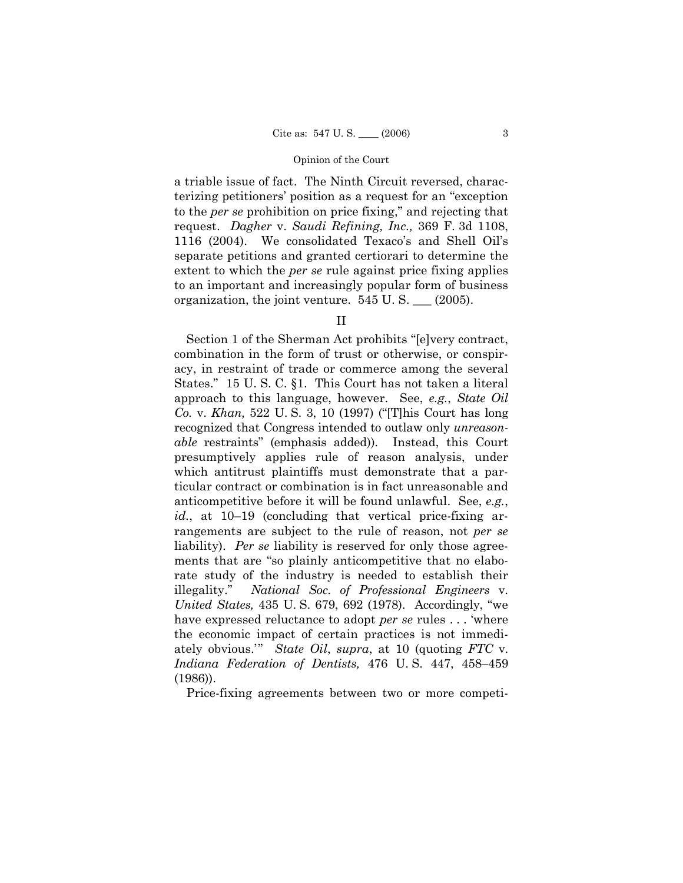a triable issue of fact. The Ninth Circuit reversed, characterizing petitioners' position as a request for an "exception to the *per se* prohibition on price fixing," and rejecting that request. *Dagher* v. *Saudi Refining, Inc.,* 369 F. 3d 1108, 1116 (2004). We consolidated Texaco's and Shell Oil's separate petitions and granted certiorari to determine the extent to which the *per se* rule against price fixing applies to an important and increasingly popular form of business organization, the joint venture. 545 U. S. ___ (2005).

## II

Section 1 of the Sherman Act prohibits "[e]very contract, combination in the form of trust or otherwise, or conspiracy, in restraint of trade or commerce among the several States." 15 U. S. C. §1. This Court has not taken a literal approach to this language, however. See, *e.g.*, *State Oil Co.* v. *Khan,* 522 U. S. 3, 10 (1997) ("[T]his Court has long recognized that Congress intended to outlaw only *unreasonable* restraints" (emphasis added)). Instead, this Court presumptively applies rule of reason analysis, under which antitrust plaintiffs must demonstrate that a particular contract or combination is in fact unreasonable and anticompetitive before it will be found unlawful. See, *e.g.*, *id.*, at 10–19 (concluding that vertical price-fixing arrangements are subject to the rule of reason, not *per se* liability). *Per se* liability is reserved for only those agreements that are "so plainly anticompetitive that no elaborate study of the industry is needed to establish their illegality." *National Soc. of Professional Engineers* v. *United States,* 435 U. S. 679, 692 (1978). Accordingly, "we have expressed reluctance to adopt *per se* rules . . . 'where the economic impact of certain practices is not immediately obvious.'" *State Oil*, *supra*, at 10 (quoting *FTC* v. *Indiana Federation of Dentists,* 476 U. S. 447, 458–459 (1986)).

Price-fixing agreements between two or more competi-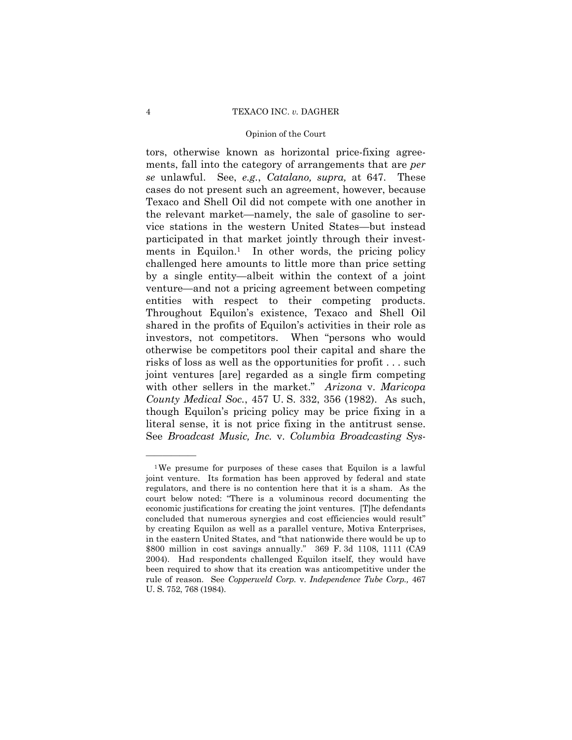tors, otherwise known as horizontal price-fixing agreements, fall into the category of arrangements that are *per se* unlawful. See, *e.g.*, *Catalano, supra,* at 647. These cases do not present such an agreement, however, because Texaco and Shell Oil did not compete with one another in the relevant market—namely, the sale of gasoline to service stations in the western United States—but instead participated in that market jointly through their investments in Equilon.[1] In other words, the pricing policy challenged here amounts to little more than price setting by a single entity—albeit within the context of a joint venture—and not a pricing agreement between competing entities with respect to their competing products. Throughout Equilon's existence, Texaco and Shell Oil shared in the profits of Equilon's activities in their role as investors, not competitors. When "persons who would otherwise be competitors pool their capital and share the risks of loss as well as the opportunities for profit . . . such joint ventures [are] regarded as a single firm competing with other sellers in the market." *Arizona* v. *Maricopa County Medical Soc.*, 457 U. S. 332, 356 (1982). As such, though Equilon's pricing policy may be price fixing in a literal sense, it is not price fixing in the antitrust sense. See *Broadcast Music, Inc.* v. *Columbia Broadcasting Sys-*

---

[1] We presume for purposes of these cases that Equilon is a lawful joint venture. Its formation has been approved by federal and state regulators, and there is no contention here that it is a sham. As the court below noted: "There is a voluminous record documenting the economic justifications for creating the joint ventures. [T]he defendants concluded that numerous synergies and cost efficiencies would result" by creating Equilon as well as a parallel venture, Motiva Enterprises, in the eastern United States, and "that nationwide there would be up to $800 million in cost savings annually." 369 F. 3d 1108, 1111 (CA9 2004). Had respondents challenged Equilon itself, they would have been required to show that its creation was anticompetitive under the rule of reason. See *Copperweld Corp.* v. *Independence Tube Corp.,* 467 U. S. 752, 768 (1984).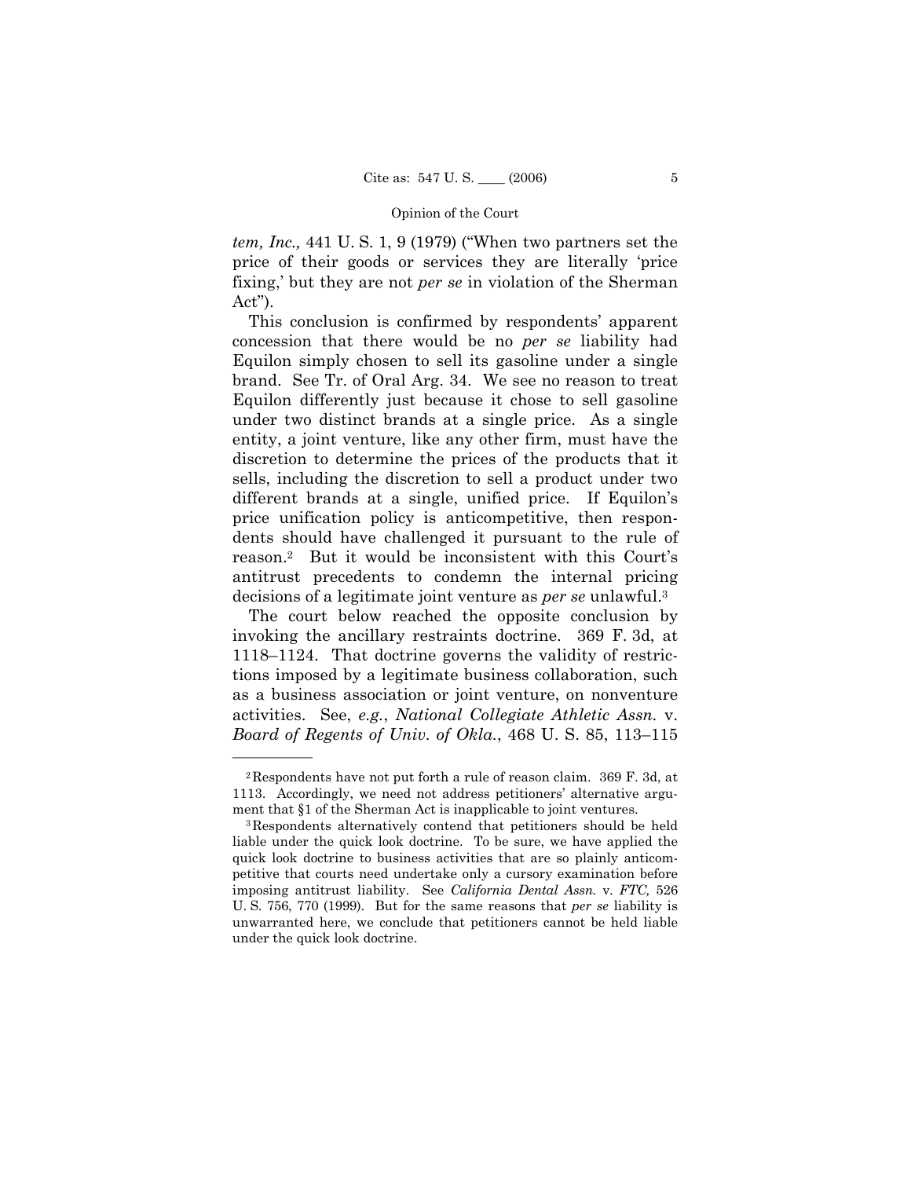*tem, Inc.,* 441 U. S. 1, 9 (1979) ("When two partners set the price of their goods or services they are literally 'price fixing,' but they are not *per se* in violation of the Sherman Act").

This conclusion is confirmed by respondents' apparent concession that there would be no *per se* liability had Equilon simply chosen to sell its gasoline under a single brand. See Tr. of Oral Arg. 34. We see no reason to treat Equilon differently just because it chose to sell gasoline under two distinct brands at a single price. As a single entity, a joint venture, like any other firm, must have the discretion to determine the prices of the products that it sells, including the discretion to sell a product under two different brands at a single, unified price. If Equilon's price unification policy is anticompetitive, then respondents should have challenged it pursuant to the rule of reason.[2] But it would be inconsistent with this Court's antitrust precedents to condemn the internal pricing decisions of a legitimate joint venture as *per se* unlawful.[3]

The court below reached the opposite conclusion by invoking the ancillary restraints doctrine. 369 F. 3d, at 1118–1124. That doctrine governs the validity of restrictions imposed by a legitimate business collaboration, such as a business association or joint venture, on nonventure activities. See, *e.g.*, *National Collegiate Athletic Assn.* v. *Board of Regents of Univ. of Okla.*, 468 U. S. 85, 113–115

---

[2] Respondents have not put forth a rule of reason claim. 369 F. 3d, at 1113. Accordingly, we need not address petitioners' alternative argument that §1 of the Sherman Act is inapplicable to joint ventures.

[3] Respondents alternatively contend that petitioners should be held liable under the quick look doctrine. To be sure, we have applied the quick look doctrine to business activities that are so plainly anticompetitive that courts need undertake only a cursory examination before imposing antitrust liability. See *California Dental Assn.* v. *FTC,* 526 U. S. 756, 770 (1999). But for the same reasons that *per se* liability is unwarranted here, we conclude that petitioners cannot be held liable under the quick look doctrine.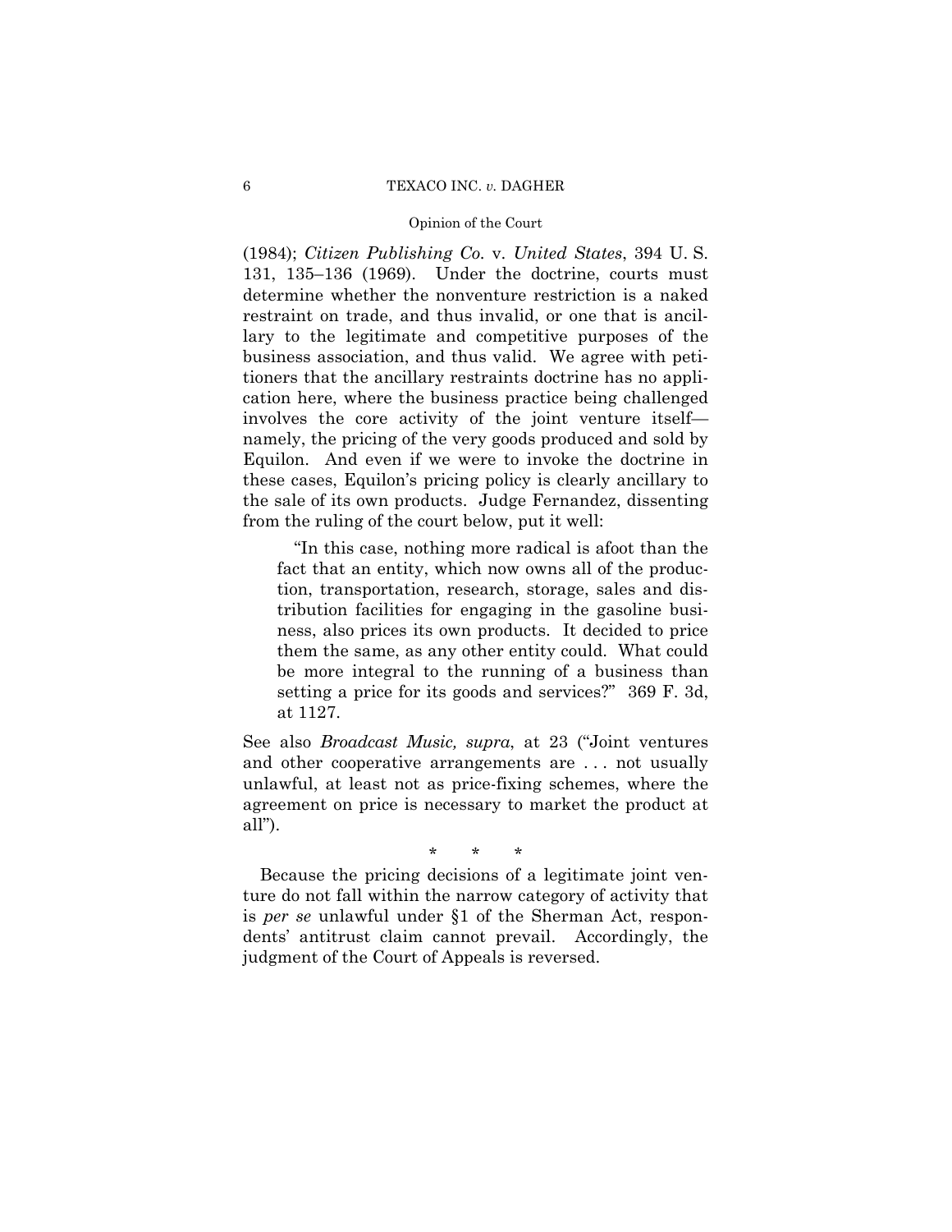(1984); *Citizen Publishing Co.* v. *United States*, 394 U. S. 131, 135–136 (1969). Under the doctrine, courts must determine whether the nonventure restriction is a naked restraint on trade, and thus invalid, or one that is ancillary to the legitimate and competitive purposes of the business association, and thus valid. We agree with petitioners that the ancillary restraints doctrine has no application here, where the business practice being challenged involves the core activity of the joint venture itself—namely, the pricing of the very goods produced and sold by Equilon. And even if we were to invoke the doctrine in these cases, Equilon's pricing policy is clearly ancillary to the sale of its own products. Judge Fernandez, dissenting from the ruling of the court below, put it well:

> "In this case, nothing more radical is afoot than the fact that an entity, which now owns all of the production, transportation, research, storage, sales and distribution facilities for engaging in the gasoline business, also prices its own products. It decided to price them the same, as any other entity could. What could be more integral to the running of a business than setting a price for its goods and services?" 369 F. 3d, at 1127.

See also *Broadcast Music, supra*, at 23 ("Joint ventures and other cooperative arrangements are . . . not usually unlawful, at least not as price-fixing schemes, where the agreement on price is necessary to market the product at all").

\* \* \*

Because the pricing decisions of a legitimate joint venture do not fall within the narrow category of activity that is *per se* unlawful under §1 of the Sherman Act, respondents' antitrust claim cannot prevail. Accordingly, the judgment of the Court of Appeals is reversed.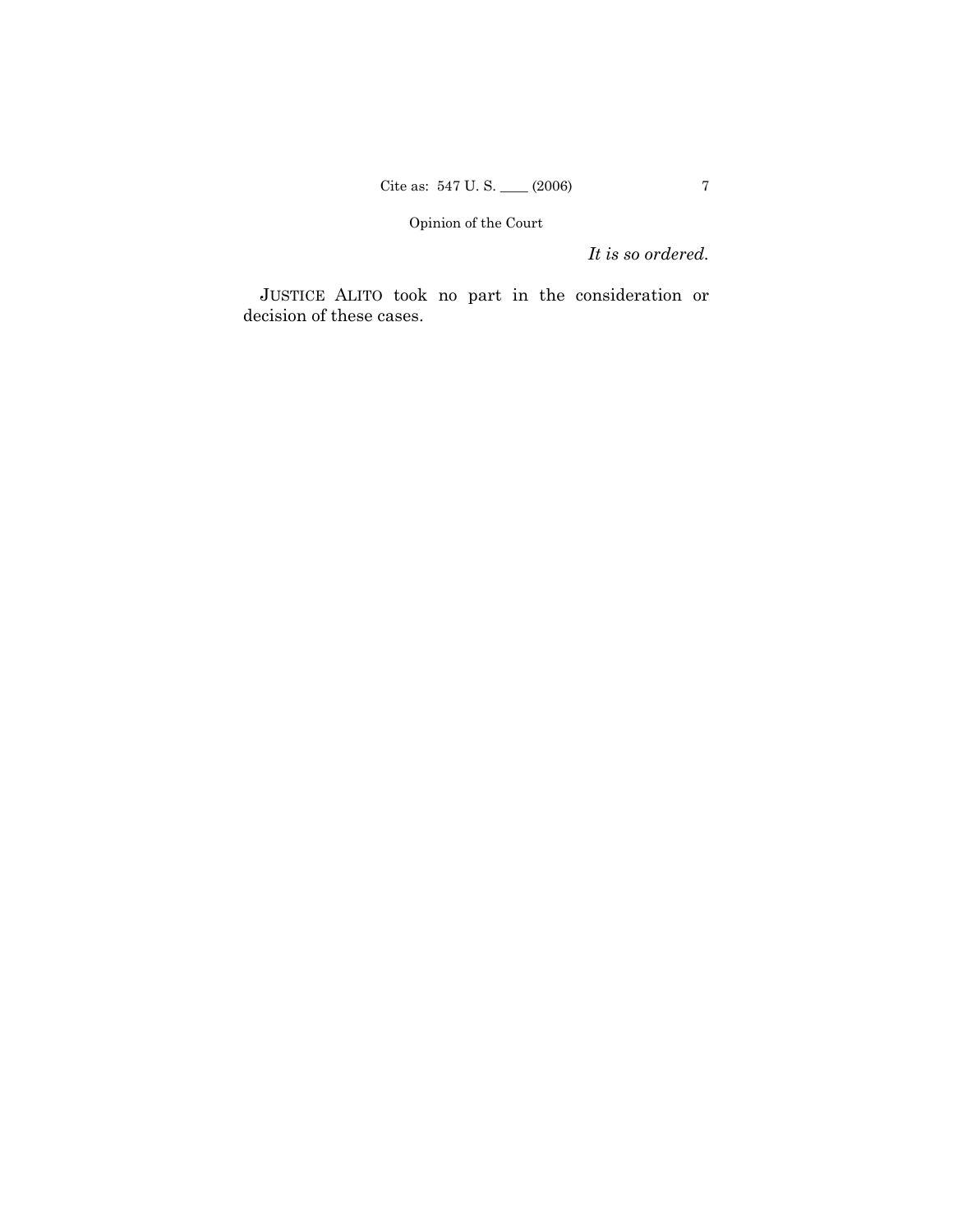*It is so ordered.*

JUSTICE ALITO took no part in the consideration or decision of these cases.